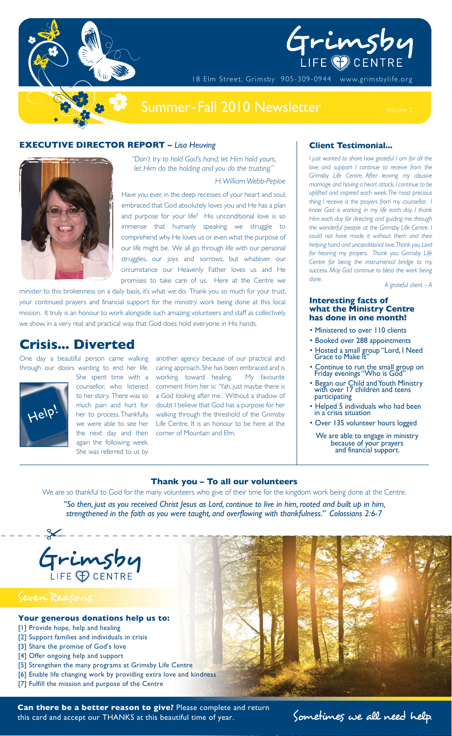# Grimsby LIFE CENTRE

18 Elm Street, Grimsby 905-309-0944 www.grimsbylife.org

## Summer-Fall 2010 Newsletter

Volume 2

### EXECUTIVE DIRECTOR REPORT – *Lisa Heuving*

*"Don't try to hold God's hand; let Him hold yours, let Him do the holding and you do the trusting."*

*H. William Webb-Peploe*

Have you ever, in the deep recesses of your heart and soul, embraced that God absolutely loves you and He has a plan and purpose for your life? His unconditional love is so immense that humanly speaking we struggle to comprehend why He loves us or even what the purpose of our life might be. We all go through life with our personal struggles, our joys and sorrows, but whatever our circumstance our Heavenly Father loves us and He promises to take care of us. Here at the Centre we minister to this brokenness on a daily basis, it's what we do. Thank you so much for your trust, your continued prayers and financial support for the ministry work being done at this local mission. It truly is an honour to work alongside such amazing volunteers and staff as collectively we show, in a very real and practical way, that God does hold everyone in His hands.

## Crisis... Diverted

Help!

One day a beautiful person came walking through our doors wanting to end her life. She spent time with a counsellor, who listened to her story. There was so much pain and hurt for her to process. Thankfully, we were able to see her the next day and then again the following week. She was referred to us by another agency because of our practical and caring approach. She has been embraced and is working toward healing. My favourite comment from her is: 'Yah, just maybe there is a God looking after me.' Without a shadow of doubt I believe that God has a purpose for her walking through the threshold of the Grimsby Life Centre. It is an honour to be here at the corner of Mountain and Elm.

### Client Testimonial...

*I just wanted to share how grateful I am for all the love and support I continue to receive from the Grimsby Life Centre. After leaving my abusive marriage and having a heart attack, I continue to be uplifted and inspired each week. The most precious thing I receive is the prayers from my counsellor. I know God is working in my life each day. I thank Him each day for directing and guiding me through the wonderful people at the Grimsby Life Centre. I could not have made it without them and their helping hand and unconditional love. Thank you Lord for hearing my prayers. Thank you Grimsby Life Centre for being the instrumental bridge to my success. May God continue to bless the work being done.*

*A grateful client – A*

### Interesting facts of what the Ministry Centre has done in one month!

- Ministered to over 110 clients
- Booked over 288 appointments
- Hosted a small group "Lord, I Need Grace to Make It"
- Continue to run the small group on Friday evenings "Who is God"
- Began our Child and Youth Ministry with over 17 children and teens participating
- Helped 5 individuals who had been in a crisis situation
- Over 135 volunteer hours logged

We are able to engage in ministry because of your prayers and financial support.

### Thank you – To all our volunteers

We are so thankful to God for the many volunteers who give of their time for the kingdom work being done at the Centre.

*"So then, just as you received Christ Jesus as Lord, continue to live in him, rooted and built up in him, strengthened in the faith as you were taught, and overflowing with thankfulness." Colossians 2:6-7*

---

# Grimsby LIFE CENTRE

## Seven Reasons...

### Your generous donations help us to:

[1] Provide hope, help and healing
[2] Support families and individuals in crisis
[3] Share the promise of God's love
[4] Offer ongoing help and support
[5] Strengthen the many programs at Grimsby Life Centre
[6] Enable life changing work by providing extra love and kindness
[7] Fulfill the mission and purpose of the Centre

**Can there be a better reason to give?** Please complete and return this card and accept our THANKS at this beautiful time of year.

Sometimes we all need help.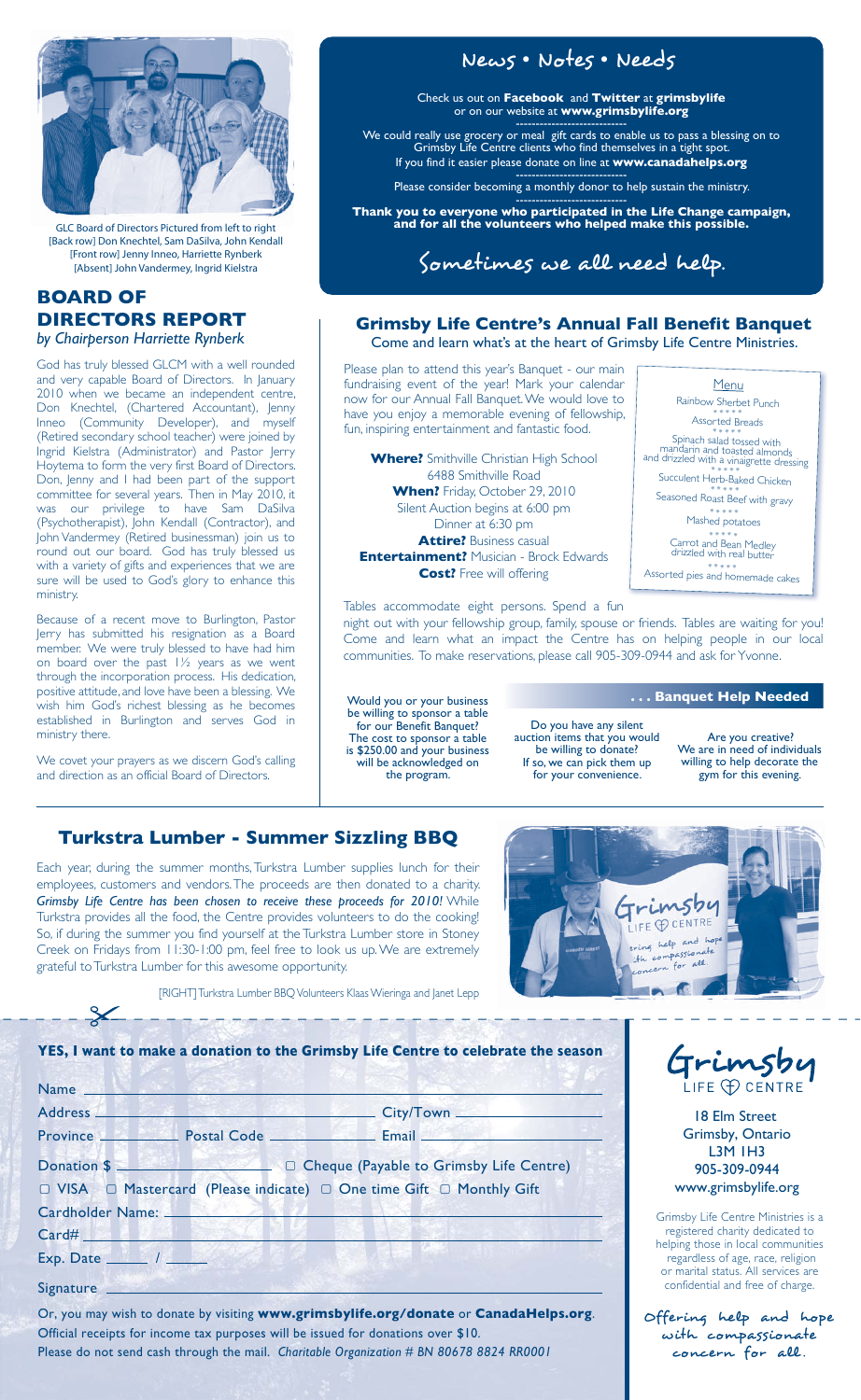GLC Board of Directors Pictured from left to right
[Back row] Don Knechtel, Sam DaSilva, John Kendall
[Front row] Jenny Inneo, Harriette Rynberk
[Absent] John Vandermey, Ingrid Kielstra

## BOARD OF DIRECTORS REPORT

*by Chairperson Harriette Rynberk*

God has truly blessed GLCM with a well rounded and very capable Board of Directors. In January 2010 when we became an independent centre, Don Knechtel, (Chartered Accountant), Jenny Inneo (Community Developer), and myself (Retired secondary school teacher) were joined by Ingrid Kielstra (Administrator) and Pastor Jerry Hoytema to form the very first Board of Directors. Don, Jenny and I had been part of the support committee for several years. Then in May 2010, it was our privilege to have Sam DaSilva (Psychotherapist), John Kendall (Contractor), and John Vandermey (Retired businessman) join us to round out our board. God has truly blessed us with a variety of gifts and experiences that we are sure will be used to God's glory to enhance this ministry.

Because of a recent move to Burlington, Pastor Jerry has submitted his resignation as a Board member. We were truly blessed to have had him on board over the past 1½ years as we went through the incorporation process. His dedication, positive attitude, and love have been a blessing. We wish him God's richest blessing as he becomes established in Burlington and serves God in ministry there.

We covet your prayers as we discern God's calling and direction as an official Board of Directors.

## News • Notes • Needs

Check us out on **Facebook** and **Twitter** at **grimsbylife** or on our website at **www.grimsbylife.org**

We could really use grocery or meal gift cards to enable us to pass a blessing on to Grimsby Life Centre clients who find themselves in a tight spot. If you find it easier please donate on line at **www.canadahelps.org**

Please consider becoming a monthly donor to help sustain the ministry.

**Thank you to everyone who participated in the Life Change campaign, and for all the volunteers who helped make this possible.**

Sometimes we all need help.

## Grimsby Life Centre's Annual Fall Benefit Banquet

Come and learn what's at the heart of Grimsby Life Centre Ministries.

Please plan to attend this year's Banquet - our main fundraising event of the year! Mark your calendar now for our Annual Fall Banquet. We would love to have you enjoy a memorable evening of fellowship, fun, inspiring entertainment and fantastic food.

**Where?** Smithville Christian High School
6488 Smithville Road
**When?** Friday, October 29, 2010
Silent Auction begins at 6:00 pm
Dinner at 6:30 pm
**Attire?** Business casual
**Entertainment?** Musician - Brock Edwards
**Cost?** Free will offering

Menu

Rainbow Sherbet Punch
\*\*\*\*\*
Assorted Breads
\*\*\*\*\*
Spinach salad tossed with mandarin and toasted almonds and drizzled with a vinaigrette dressing
\*\*\*\*\*
Succulent Herb-Baked Chicken
\*\*\*\*\*
Seasoned Roast Beef with gravy
\*\*\*\*\*
Mashed potatoes
\*\*\*\*\*
Carrot and Bean Medley drizzled with real butter
\*\*\*\*\*
Assorted pies and homemade cakes

Tables accommodate eight persons. Spend a fun night out with your fellowship group, family, spouse or friends. Tables are waiting for you! Come and learn what an impact the Centre has on helping people in our local communities. To make reservations, please call 905-309-0944 and ask for Yvonne.

**. . . Banquet Help Needed**

Would you or your business be willing to sponsor a table for our Benefit Banquet? The cost to sponsor a table is $250.00 and your business will be acknowledged on the program.

Do you have any silent auction items that you would be willing to donate? If so, we can pick them up for your convenience.

Are you creative? We are in need of individuals willing to help decorate the gym for this evening.

## Turkstra Lumber - Summer Sizzling BBQ

Each year, during the summer months, Turkstra Lumber supplies lunch for their employees, customers and vendors. The proceeds are then donated to a charity. ***Grimsby Life Centre has been chosen to receive these proceeds for 2010!*** While Turkstra provides all the food, the Centre provides volunteers to do the cooking! So, if during the summer you find yourself at the Turkstra Lumber store in Stoney Creek on Fridays from 11:30-1:00 pm, feel free to look us up. We are extremely grateful to Turkstra Lumber for this awesome opportunity.

[RIGHT] Turkstra Lumber BBQ Volunteers Klaas Wieringa and Janet Lepp

**YES, I want to make a donation to the Grimsby Life Centre to celebrate the season**

Name \_\_\_\_\_\_\_\_\_\_\_\_\_\_\_\_\_\_\_\_\_\_\_\_\_\_\_\_\_\_\_\_\_\_\_\_\_\_\_\_\_\_\_\_

Address \_\_\_\_\_\_\_\_\_\_\_\_\_\_\_\_\_\_\_\_\_\_\_\_ City/Town \_\_\_\_\_\_\_\_\_\_\_\_\_\_

Province \_\_\_\_\_\_\_\_ Postal Code \_\_\_\_\_\_\_\_\_\_ Email \_\_\_\_\_\_\_\_\_\_\_\_\_\_

Donation $ \_\_\_\_\_\_\_\_\_\_\_\_\_\_ ☐ Cheque (Payable to Grimsby Life Centre)

☐ VISA ☐ Mastercard (Please indicate) ☐ One time Gift ☐ Monthly Gift

Cardholder Name: \_\_\_\_\_\_\_\_\_\_\_\_\_\_\_\_\_\_\_\_\_\_\_\_\_\_\_\_\_\_\_\_\_\_\_\_

Card# \_\_\_\_\_\_\_\_\_\_\_\_\_\_\_\_\_\_\_\_\_\_\_\_\_\_\_\_\_\_\_\_\_\_\_\_\_\_\_\_\_\_\_\_

Exp. Date \_\_\_\_\_ / \_\_\_\_\_

Signature \_\_\_\_\_\_\_\_\_\_\_\_\_\_\_\_\_\_\_\_\_\_\_\_\_\_\_\_\_\_\_\_\_\_\_\_\_\_\_\_\_\_

Or, you may wish to donate by visiting **www.grimsbylife.org/donate** or **CanadaHelps.org**.
Official receipts for income tax purposes will be issued for donations over $10.
Please do not send cash through the mail. *Charitable Organization # BN 80678 8824 RR0001*

Grimsby LIFE CENTRE

18 Elm Street
Grimsby, Ontario
L3M 1H3
905-309-0944
www.grimsbylife.org

Grimsby Life Centre Ministries is a registered charity dedicated to helping those in local communities regardless of age, race, religion or marital status. All services are confidential and free of charge.

Offering help and hope with compassionate concern for all.